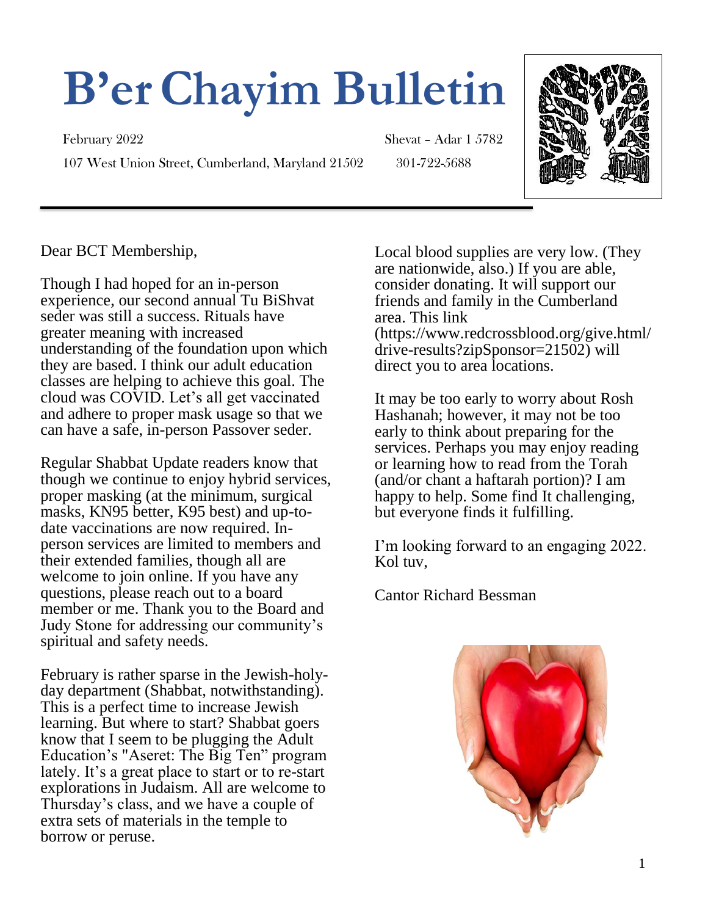# B'er Chayim Bulletin

February 2022 Shevat – Adar 1 5782

107 West Union Street, Cumberland, Maryland 21502 301-722-5688

Dear BCT Membership,

Though I had hoped for an in-person experience, our second annual Tu BiShvat seder was still a success. Rituals have greater meaning with increased understanding of the foundation upon which they are based. I think our adult education classes are helping to achieve this goal. The cloud was COVID. Let's all get vaccinated and adhere to proper mask usage so that we can have a safe, in-person Passover seder.

Regular Shabbat Update readers know that though we continue to enjoy hybrid services, proper masking (at the minimum, surgical masks, KN95 better, K95 best) and up-to-date vaccinations are now required. In-person services are limited to members and their extended families, though all are welcome to join online. If you have any questions, please reach out to a board member or me. Thank you to the Board and Judy Stone for addressing our community's spiritual and safety needs.

February is rather sparse in the Jewish-holy-day department (Shabbat, notwithstanding). This is a perfect time to increase Jewish learning. But where to start? Shabbat goers know that I seem to be plugging the Adult Education's "Aseret: The Big Ten" program lately. It's a great place to start or to re-start explorations in Judaism. All are welcome to Thursday's class, and we have a couple of extra sets of materials in the temple to borrow or peruse.

Local blood supplies are very low. (They are nationwide, also.) If you are able, consider donating. It will support our friends and family in the Cumberland area. This link (https://www.redcrossblood.org/give.html/drive-results?zipSponsor=21502) will direct you to area locations.

It may be too early to worry about Rosh Hashanah; however, it may not be too early to think about preparing for the services. Perhaps you may enjoy reading or learning how to read from the Torah (and/or chant a haftarah portion)? I am happy to help. Some find It challenging, but everyone finds it fulfilling.

I'm looking forward to an engaging 2022.
Kol tuv,

Cantor Richard Bessman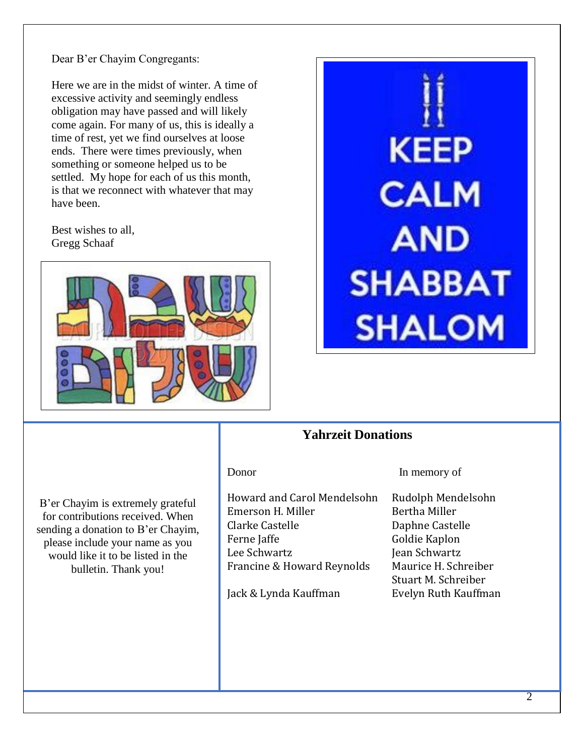Dear B'er Chayim Congregants:

Here we are in the midst of winter. A time of excessive activity and seemingly endless obligation may have passed and will likely come again. For many of us, this is ideally a time of rest, yet we find ourselves at loose ends. There were times previously, when something or someone helped us to be settled. My hope for each of us this month, is that we reconnect with whatever that may have been.

Best wishes to all,
Gregg Schaaf

B'er Chayim is extremely grateful for contributions received. When sending a donation to B'er Chayim, please include your name as you would like it to be listed in the bulletin. Thank you!

## Yahrzeit Donations

| Donor | In memory of |
| --- | --- |
| Howard and Carol Mendelsohn | Rudolph Mendelsohn |
| Emerson H. Miller | Bertha Miller |
| Clarke Castelle | Daphne Castelle |
| Ferne Jaffe | Goldie Kaplon |
| Lee Schwartz | Jean Schwartz |
| Francine & Howard Reynolds | Maurice H. Schreiber |
| | Stuart M. Schreiber |
| Jack & Lynda Kauffman | Evelyn Ruth Kauffman |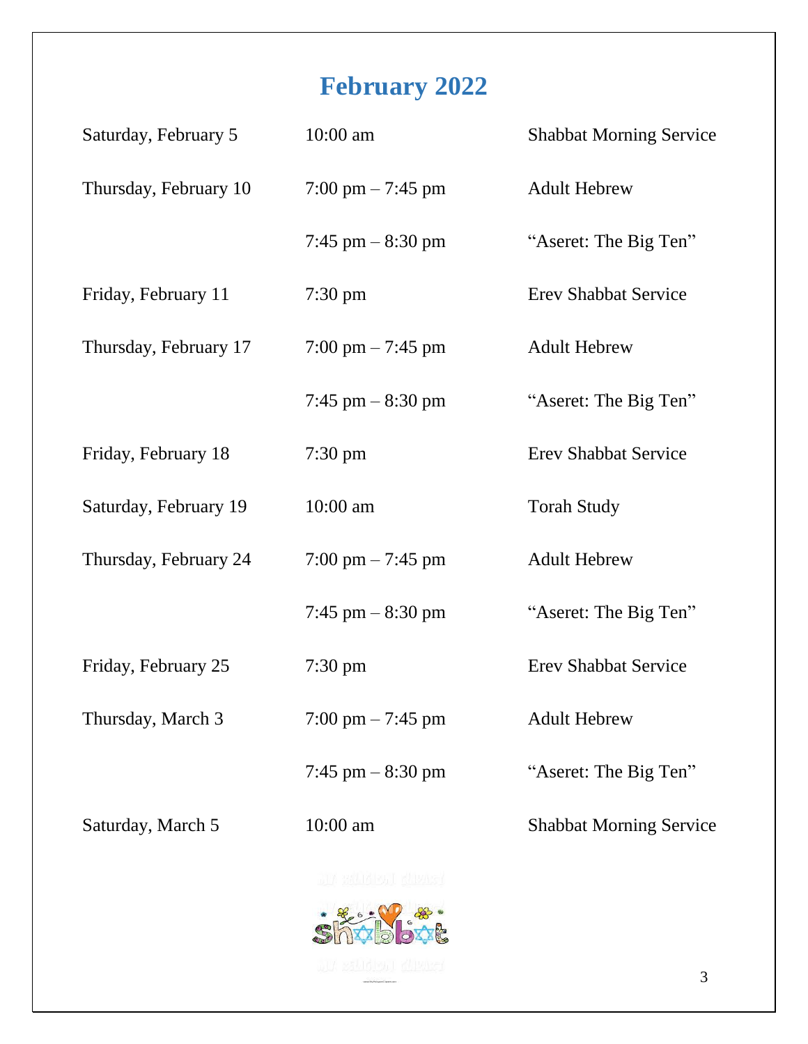# February 2022

| | | |
|---|---|---|
| Saturday, February 5 | 10:00 am | Shabbat Morning Service |
| Thursday, February 10 | 7:00 pm – 7:45 pm | Adult Hebrew |
| | 7:45 pm – 8:30 pm | "Aseret: The Big Ten" |
| Friday, February 11 | 7:30 pm | Erev Shabbat Service |
| Thursday, February 17 | 7:00 pm – 7:45 pm | Adult Hebrew |
| | 7:45 pm – 8:30 pm | "Aseret: The Big Ten" |
| Friday, February 18 | 7:30 pm | Erev Shabbat Service |
| Saturday, February 19 | 10:00 am | Torah Study |
| Thursday, February 24 | 7:00 pm – 7:45 pm | Adult Hebrew |
| | 7:45 pm – 8:30 pm | "Aseret: The Big Ten" |
| Friday, February 25 | 7:30 pm | Erev Shabbat Service |
| Thursday, March 3 | 7:00 pm – 7:45 pm | Adult Hebrew |
| | 7:45 pm – 8:30 pm | "Aseret: The Big Ten" |
| Saturday, March 5 | 10:00 am | Shabbat Morning Service |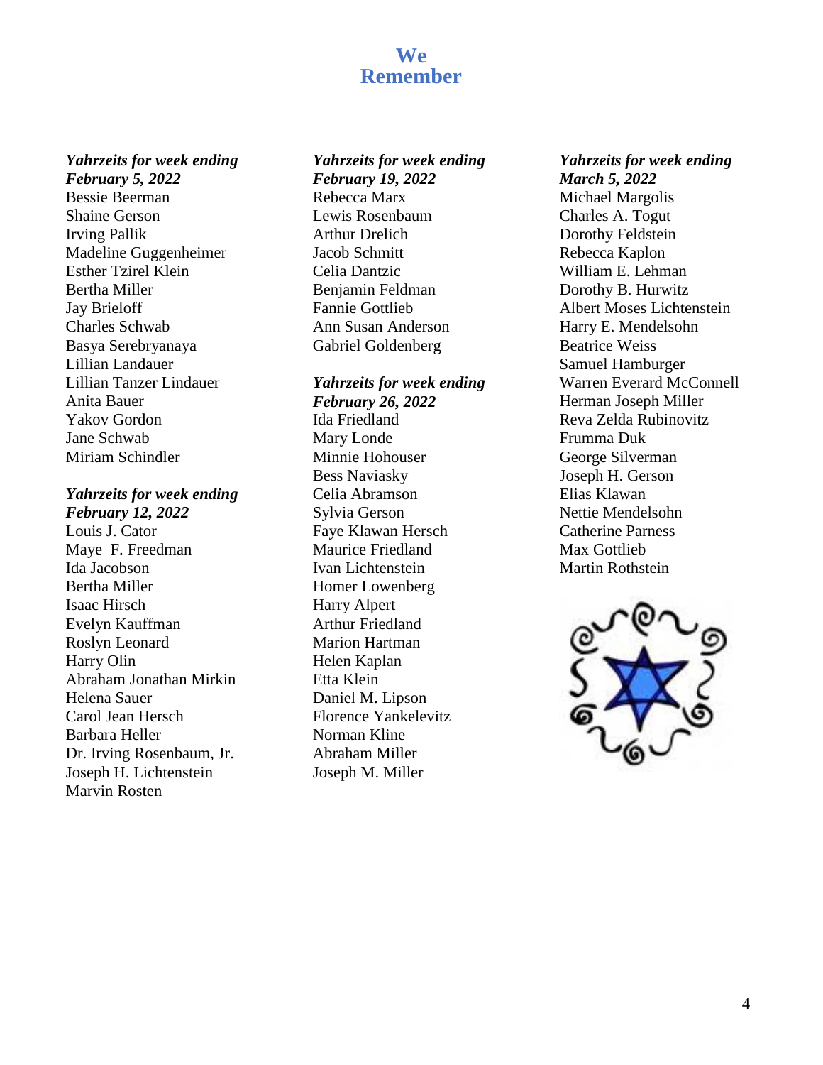# We Remember

***Yahrzeits for week ending February 5, 2022***

Bessie Beerman
Shaine Gerson
Irving Pallik
Madeline Guggenheimer
Esther Tzirel Klein
Bertha Miller
Jay Brieloff
Charles Schwab
Basya Serebryanaya
Lillian Landauer
Lillian Tanzer Lindauer
Anita Bauer
Yakov Gordon
Jane Schwab
Miriam Schindler

***Yahrzeits for week ending February 12, 2022***

Louis J. Cator
Maye F. Freedman
Ida Jacobson
Bertha Miller
Isaac Hirsch
Evelyn Kauffman
Roslyn Leonard
Harry Olin
Abraham Jonathan Mirkin
Helena Sauer
Carol Jean Hersch
Barbara Heller
Dr. Irving Rosenbaum, Jr.
Joseph H. Lichtenstein
Marvin Rosten

***Yahrzeits for week ending February 19, 2022***

Rebecca Marx
Lewis Rosenbaum
Arthur Drelich
Jacob Schmitt
Celia Dantzic
Benjamin Feldman
Fannie Gottlieb
Ann Susan Anderson
Gabriel Goldenberg

***Yahrzeits for week ending February 26, 2022***

Ida Friedland
Mary Londe
Minnie Hohouser
Bess Naviasky
Celia Abramson
Sylvia Gerson
Faye Klawan Hersch
Maurice Friedland
Ivan Lichtenstein
Homer Lowenberg
Harry Alpert
Arthur Friedland
Marion Hartman
Helen Kaplan
Etta Klein
Daniel M. Lipson
Florence Yankelevitz
Norman Kline
Abraham Miller
Joseph M. Miller

***Yahrzeits for week ending March 5, 2022***

Michael Margolis
Charles A. Togut
Dorothy Feldstein
Rebecca Kaplon
William E. Lehman
Dorothy B. Hurwitz
Albert Moses Lichtenstein
Harry E. Mendelsohn
Beatrice Weiss
Samuel Hamburger
Warren Everard McConnell
Herman Joseph Miller
Reva Zelda Rubinovitz
Frumma Duk
George Silverman
Joseph H. Gerson
Elias Klawan
Nettie Mendelsohn
Catherine Parness
Max Gottlieb
Martin Rothstein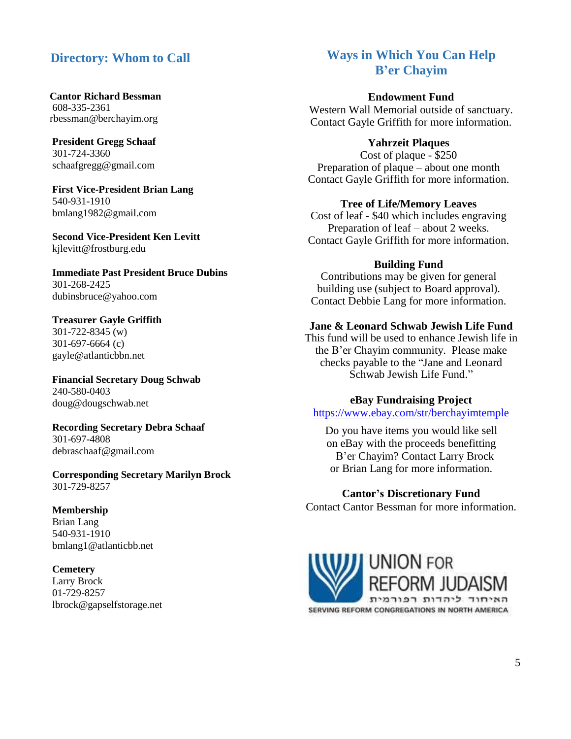## Directory: Whom to Call

**Cantor Richard Bessman**
608-335-2361
rbessman@berchayim.org

**President Gregg Schaaf**
301-724-3360
schaafgregg@gmail.com

**First Vice-President Brian Lang**
540-931-1910
bmlang1982@gmail.com

**Second Vice-President Ken Levitt**
kjlevitt@frostburg.edu

**Immediate Past President Bruce Dubins**
301-268-2425
dubinsbruce@yahoo.com

**Treasurer Gayle Griffith**
301-722-8345 (w)
301-697-6664 (c)
gayle@atlanticbbn.net

**Financial Secretary Doug Schwab**
240-580-0403
doug@dougschwab.net

**Recording Secretary Debra Schaaf**
301-697-4808
debraschaaf@gmail.com

**Corresponding Secretary Marilyn Brock**
301-729-8257

**Membership**
Brian Lang
540-931-1910
bmlang1@atlanticbb.net

**Cemetery**
Larry Brock
01-729-8257
lbrock@gapselfstorage.net

## Ways in Which You Can Help B'er Chayim

**Endowment Fund**
Western Wall Memorial outside of sanctuary.
Contact Gayle Griffith for more information.

**Yahrzeit Plaques**
Cost of plaque - $250
Preparation of plaque – about one month
Contact Gayle Griffith for more information.

**Tree of Life/Memory Leaves**
Cost of leaf - $40 which includes engraving
Preparation of leaf – about 2 weeks.
Contact Gayle Griffith for more information.

**Building Fund**
Contributions may be given for general building use (subject to Board approval).
Contact Debbie Lang for more information.

**Jane & Leonard Schwab Jewish Life Fund**
This fund will be used to enhance Jewish life in the B'er Chayim community. Please make checks payable to the "Jane and Leonard Schwab Jewish Life Fund."

**eBay Fundraising Project**
https://www.ebay.com/str/berchayimtemple

Do you have items you would like sell on eBay with the proceeds benefitting B'er Chayim? Contact Larry Brock or Brian Lang for more information.

**Cantor's Discretionary Fund**
Contact Cantor Bessman for more information.

UNION FOR REFORM JUDAISM
האיחוד ליהדות רפורמית
SERVING REFORM CONGREGATIONS IN NORTH AMERICA